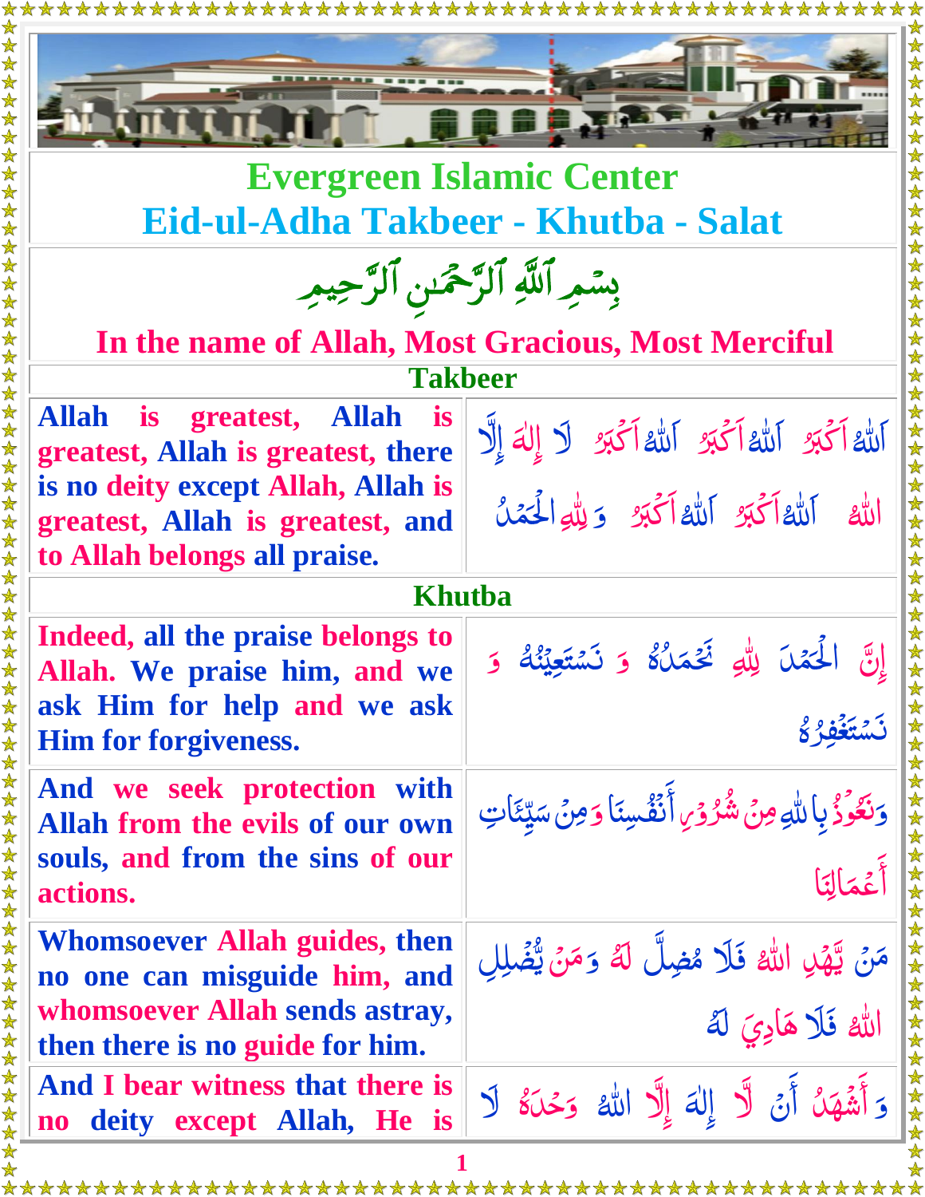# Evergreen Islamic Center

## Eid-ul-Adha Takbeer - Khutba - Salat

بِسۡمِ ٱللَّهِ ٱلرَّحۡمَٰنِ ٱلرَّحِيمِ

**In the name of Allah, Most Gracious, Most Merciful**

### Takbeer

| | |
|---|---|
| **Allah is greatest, Allah is greatest, Allah is greatest, there is no deity except Allah, Allah is greatest, Allah is greatest, and to Allah belongs all praise.** | اَللّٰهُ اَكۡبَرُ اَللّٰهُ اَكۡبَرُ اَللّٰهُ اَكۡبَرُ لَا إِلٰهَ إِلَّا اللّٰهُ اَللّٰهُ اَكۡبَرُ اَللّٰهُ اَكۡبَرُ وَ لِلّٰهِ الۡحَمۡدُ |

### Khutba

| | |
|---|---|
| **Indeed, all the praise belongs to Allah. We praise him, and we ask Him for help and we ask Him for forgiveness.** | إِنَّ الۡحَمۡدَ لِلّٰهِ نَحۡمَدُهُ وَ نَسۡتَعِيۡنُهُ وَ نَسۡتَغۡفِرُهُ |
| **And we seek protection with Allah from the evils of our own souls, and from the sins of our actions.** | وَنَعُوۡذُ بِاللّٰهِ مِنۡ شُرُوۡرِ أَنۡفُسِنَا وَمِنۡ سَيِّئَاتِ أَعۡمَالِنَا |
| **Whomsoever Allah guides, then no one can misguide him, and whomsoever Allah sends astray, then there is no guide for him.** | مَنۡ يَّهۡدِ اللّٰهُ فَلَا مُضِلَّ لَهُ وَمَنۡ يُّضۡلِلِ اللّٰهُ فَلَا هَادِيَ لَهُ |
| **And I bear witness that there is no deity except Allah, He is** | وَ أَشۡهَدُ أَنۡ لَّا إِلٰهَ إِلَّا اللّٰهُ وَحۡدَهُ لَا |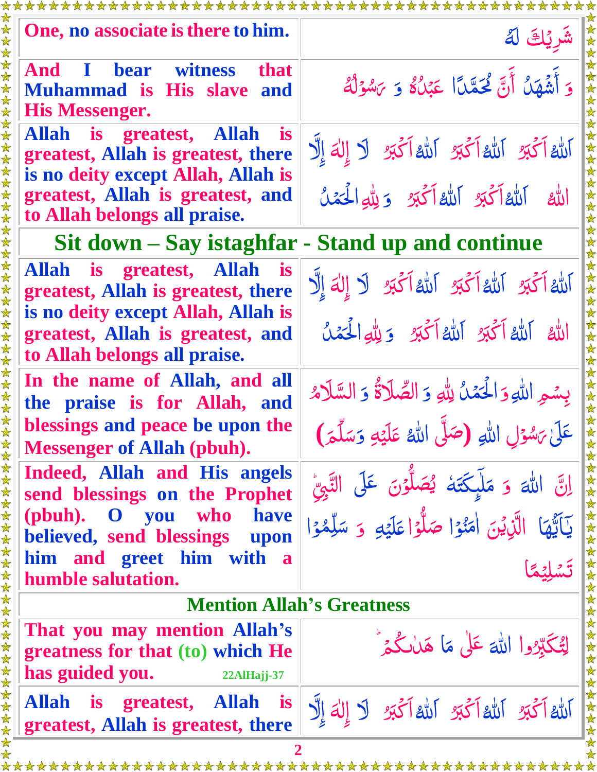| | |
|---|---|
| One, no associate is there to him. | شَرِيْكَ لَهُ |
| And I bear witness that Muhammad is His slave and His Messenger. | وَ أَشْهَدُ أَنَّ مُحَمَّدًا عَبْدُهُ وَ رَسُوْلُهُ |
| Allah is greatest, Allah is greatest, Allah is greatest, there is no deity except Allah, Allah is greatest, Allah is greatest, and to Allah belongs all praise. | اَللّٰهُ اَكْبَرُ اَللّٰهُ اَكْبَرُ اَللّٰهُ اَكْبَرُ لَا إِلٰهَ إِلَّا اللّٰهُ اَللّٰهُ اَكْبَرُ اَللّٰهُ اَكْبَرُ وَ لِلّٰهِ الْحَمْدُ |

**Sit down – Say istaghfar - Stand up and continue**

| | |
|---|---|
| Allah is greatest, Allah is greatest, Allah is greatest, there is no deity except Allah, Allah is greatest, Allah is greatest, and to Allah belongs all praise. | اَللّٰهُ اَكْبَرُ اَللّٰهُ اَكْبَرُ اَللّٰهُ اَكْبَرُ لَا إِلٰهَ إِلَّا اللّٰهُ اَللّٰهُ اَكْبَرُ اَللّٰهُ اَكْبَرُ وَ لِلّٰهِ الْحَمْدُ |
| In the name of Allah, and all the praise is for Allah, and blessings and peace be upon the Messenger of Allah (pbuh). | بِسْمِ اللّٰهِ وَ الْحَمْدُ لِلّٰهِ وَ الصَّلَاةُ وَ السَّلَامُ عَلٰى رَسُوْلِ اللّٰهِ (صَلَّى اللّٰهُ عَلَيْهِ وَسَلَّمَ) |
| Indeed, Allah and His angels send blessings on the Prophet (pbuh). O you who have believed, send blessings upon him and greet him with a humble salutation. | اِنَّ اللّٰهَ وَ مَلٰٓئِكَتَهٗ يُصَلُّوْنَ عَلَى النَّبِيِّ يٰٓاَيُّهَا الَّذِيْنَ اٰمَنُوْا صَلُّوْا عَلَيْهِ وَ سَلِّمُوْا تَسْلِيْمًا |

**Mention Allah's Greatness**

| | |
|---|---|
| That you may mention Allah's greatness for that (to) which He has guided you. 22AlHajj-37 | لِتُكَبِّرُوا اللّٰهَ عَلٰى مَا هَدٰىكُمْ |
| Allah is greatest, Allah is greatest, Allah is greatest, there | اَللّٰهُ اَكْبَرُ اَللّٰهُ اَكْبَرُ اَللّٰهُ اَكْبَرُ لَا إِلٰهَ إِلَّا |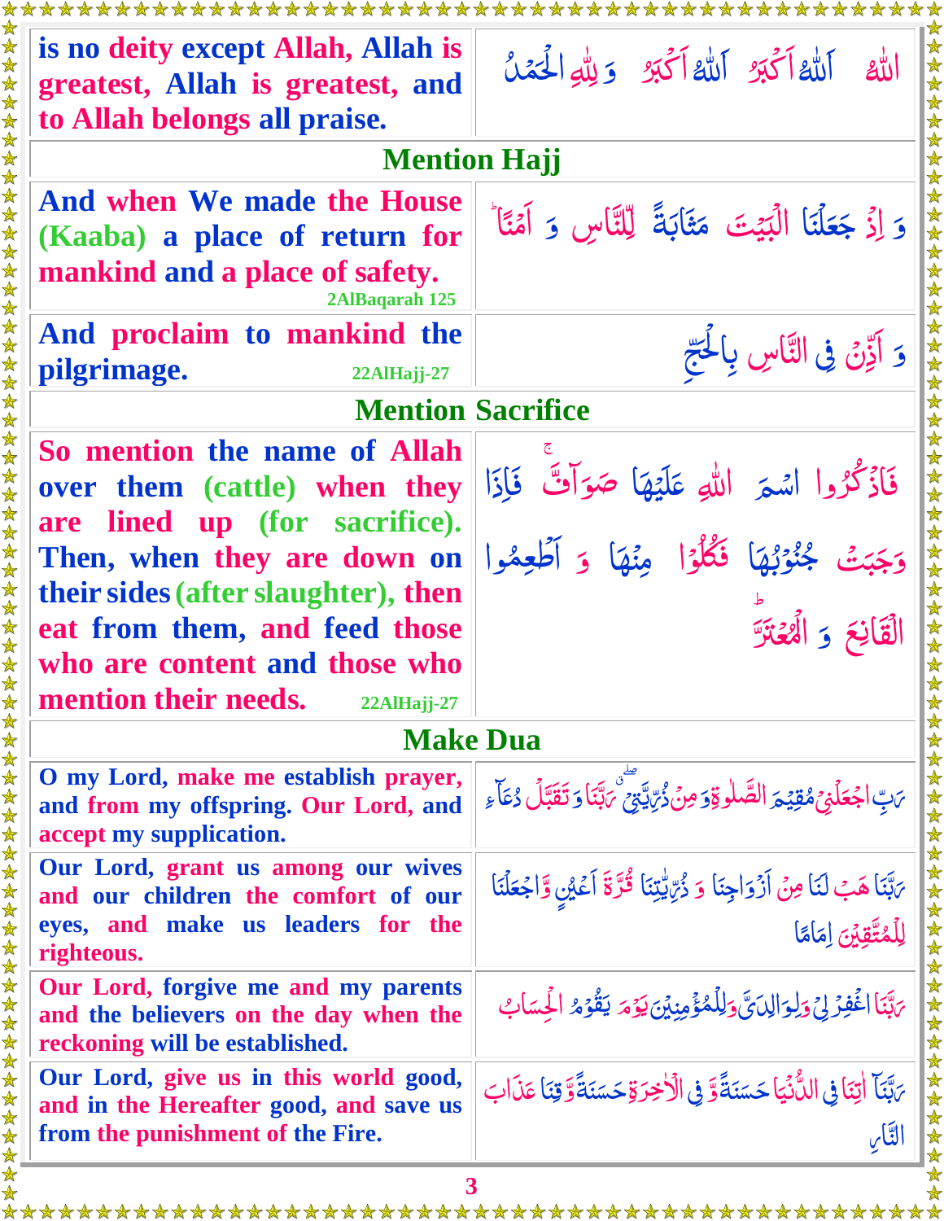| | |
|---|---|
| is no deity except Allah, Allah is greatest, Allah is greatest, and to Allah belongs all praise. | اَللّٰهُ اَكْبَرُ اَللّٰهُ اَكْبَرُ وَ لِلّٰهِ الْحَمْدُ |

## Mention Hajj

| | |
|---|---|
| And when We made the House (Kaaba) a place of return for mankind and a place of safety. 2AlBaqarah 125 | وَ اِذْ جَعَلْنَا الْبَيْتَ مَثَابَةً لِّلنَّاسِ وَ اَمْنًا ؕ |
| And proclaim to mankind the pilgrimage. 22AlHajj-27 | وَ اَذِّنْ فِي النَّاسِ بِالْحَجِّ |

## Mention Sacrifice

| | |
|---|---|
| So mention the name of Allah over them (cattle) when they are lined up (for sacrifice). Then, when they are down on their sides (after slaughter), then eat from them, and feed those who are content and those who mention their needs. 22AlHajj-27 | فَاذْكُرُوا اسْمَ اللّٰهِ عَلَيْهَا صَوَآفَّ ۚ فَاِذَا وَجَبَتْ جُنُوْبُهَا فَكُلُوْا مِنْهَا وَ اَطْعِمُوا الْقَانِعَ وَ الْمُعْتَرَّ ؕ |

## Make Dua

| | |
|---|---|
| O my Lord, make me establish prayer, and from my offspring. Our Lord, and accept my supplication. | رَبِّ اجْعَلْنِيْ مُقِيْمَ الصَّلٰوةِ وَ مِنْ ذُرِّيَّتِيْ ۖۗ رَبَّنَا وَ تَقَبَّلْ دُعَآءِ |
| Our Lord, grant us among our wives and our children the comfort of our eyes, and make us leaders for the righteous. | رَبَّنَا هَبْ لَنَا مِنْ اَزْوَاجِنَا وَ ذُرِّيّٰتِنَا قُرَّةَ اَعْيُنٍ وَّ اجْعَلْنَا لِلْمُتَّقِيْنَ اِمَامًا |
| Our Lord, forgive me and my parents and the believers on the day when the reckoning will be established. | رَبَّنَا اغْفِرْ لِيْ وَ لِوَالِدَيَّ وَ لِلْمُؤْمِنِيْنَ يَوْمَ يَقُوْمُ الْحِسَابُ |
| Our Lord, give us in this world good, and in the Hereafter good, and save us from the punishment of the Fire. | رَبَّنَآ اٰتِنَا فِي الدُّنْيَا حَسَنَةً وَّ فِي الْاٰخِرَةِ حَسَنَةً وَّ قِنَا عَذَابَ النَّارِ |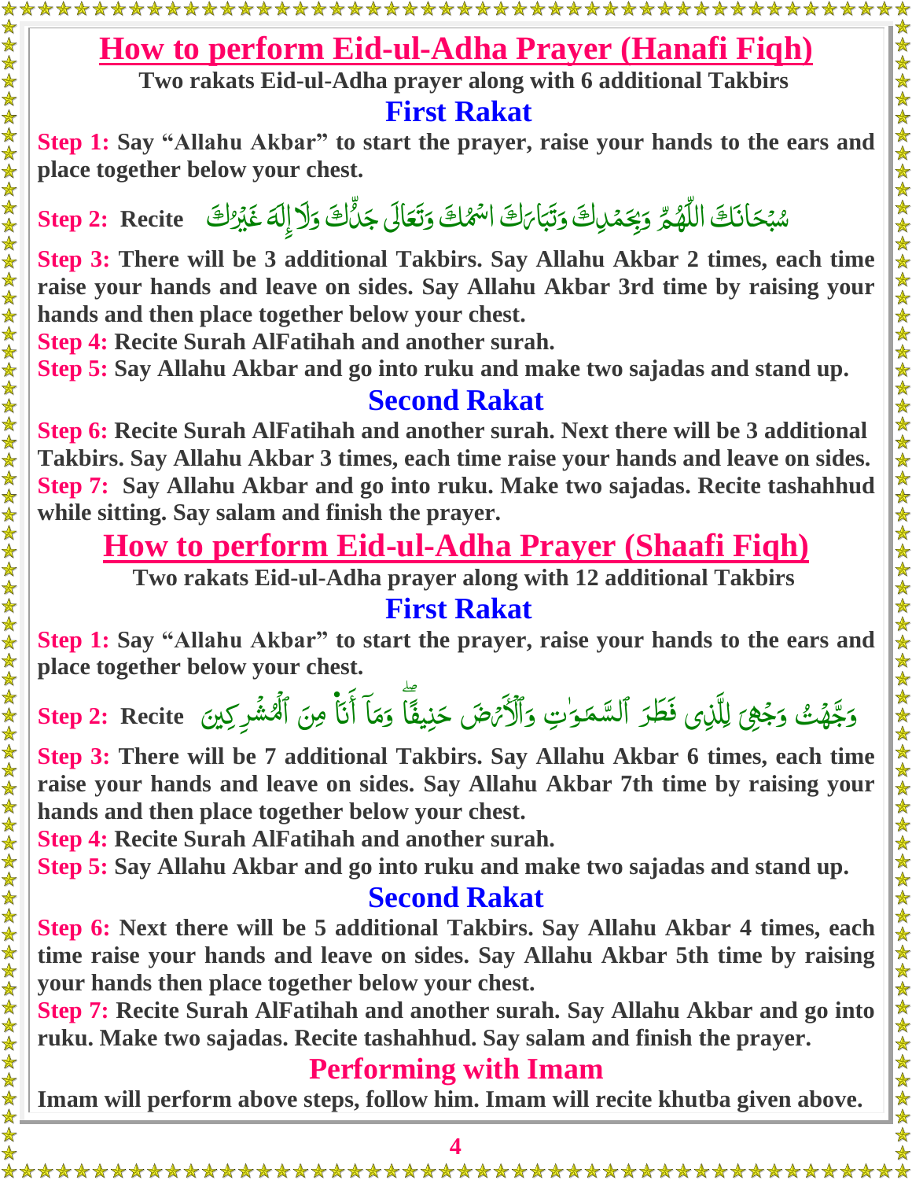# How to perform Eid-ul-Adha Prayer (Hanafi Fiqh)

**Two rakats Eid-ul-Adha prayer along with 6 additional Takbirs**

## First Rakat

**Step 1:** Say "Allahu Akbar" to start the prayer, raise your hands to the ears and place together below your chest.

**Step 2:** Recite سُبْحَانَكَ اللّٰهُمَّ وَبِحَمْدِكَ وَتَبَارَكَ اسْمُكَ وَتَعَالٰى جَدُّكَ وَلَا إِلٰهَ غَيْرُكَ

**Step 3:** There will be 3 additional Takbirs. Say Allahu Akbar 2 times, each time raise your hands and leave on sides. Say Allahu Akbar 3rd time by raising your hands and then place together below your chest.

**Step 4:** Recite Surah AlFatihah and another surah.

**Step 5:** Say Allahu Akbar and go into ruku and make two sajadas and stand up.

## Second Rakat

**Step 6:** Recite Surah AlFatihah and another surah. Next there will be 3 additional Takbirs. Say Allahu Akbar 3 times, each time raise your hands and leave on sides.

**Step 7:** Say Allahu Akbar and go into ruku. Make two sajadas. Recite tashahhud while sitting. Say salam and finish the prayer.

# How to perform Eid-ul-Adha Prayer (Shaafi Fiqh)

**Two rakats Eid-ul-Adha prayer along with 12 additional Takbirs**

## First Rakat

**Step 1:** Say "Allahu Akbar" to start the prayer, raise your hands to the ears and place together below your chest.

**Step 2:** Recite وَجَّهْتُ وَجْهِيَ لِلَّذِى فَطَرَ ٱلسَّمَـٰوَٰتِ وَٱلْأَرْضَ حَنِيفًا ۖ وَمَآ أَنَا۠ مِنَ ٱلْمُشْرِكِينَ

**Step 3:** There will be 7 additional Takbirs. Say Allahu Akbar 6 times, each time raise your hands and leave on sides. Say Allahu Akbar 7th time by raising your hands and then place together below your chest.

**Step 4:** Recite Surah AlFatihah and another surah.

**Step 5:** Say Allahu Akbar and go into ruku and make two sajadas and stand up.

## Second Rakat

**Step 6:** Next there will be 5 additional Takbirs. Say Allahu Akbar 4 times, each time raise your hands and leave on sides. Say Allahu Akbar 5th time by raising your hands then place together below your chest.

**Step 7:** Recite Surah AlFatihah and another surah. Say Allahu Akbar and go into ruku. Make two sajadas. Recite tashahhud. Say salam and finish the prayer.

## Performing with Imam

**Imam will perform above steps, follow him. Imam will recite khutba given above.**